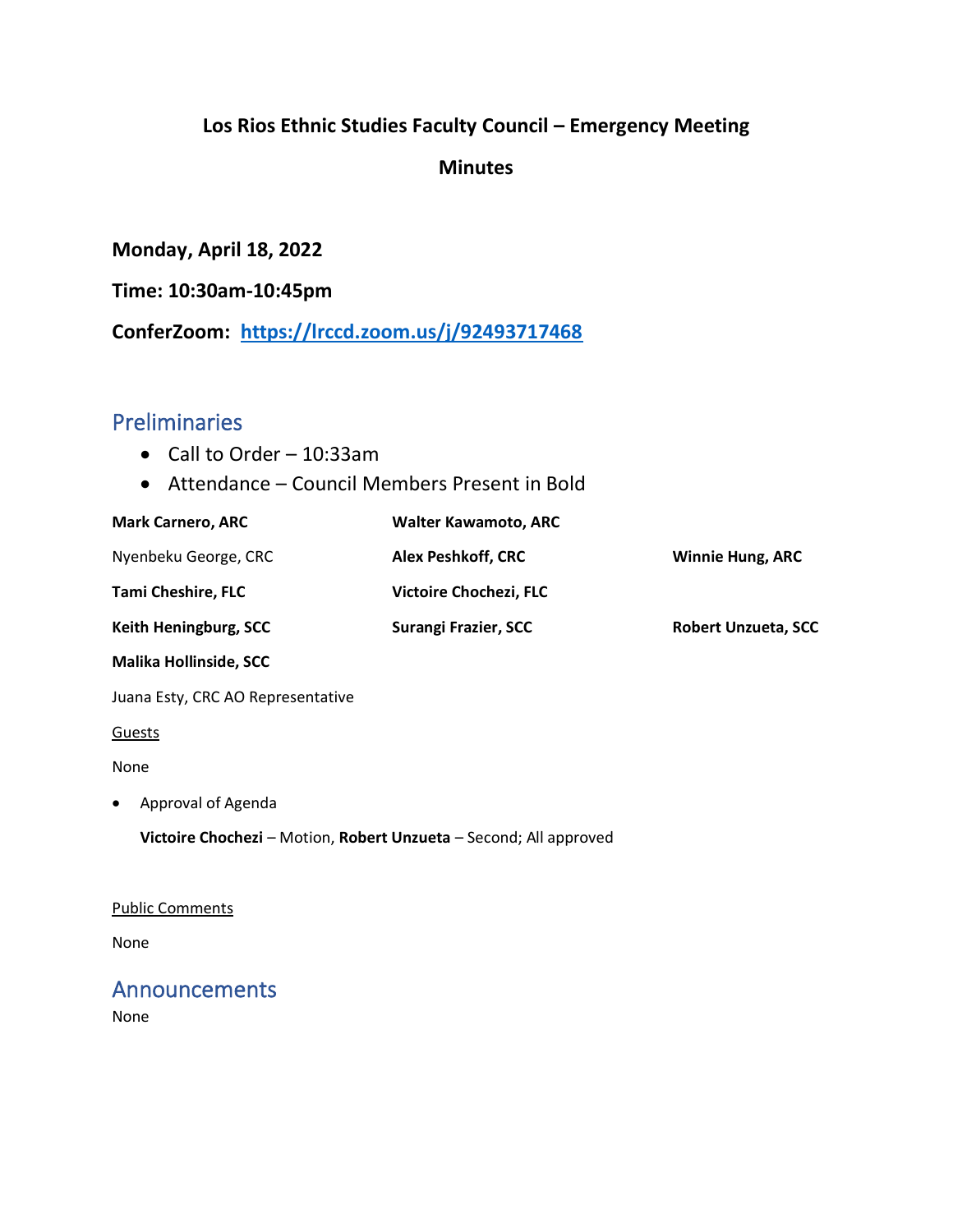**Los Rios Ethnic Studies Faculty Council – Emergency Meeting**

**Minutes**

**Monday, April 18, 2022**

**Time: 10:30am-10:45pm**

**ConferZoom: [https://lrccd.zoom.us/j/92493717468](https://lrccd.zoom.us/j/92493717468)**

## Preliminaries

- Call to Order – 10:33am
- Attendance – Council Members Present in Bold

| | | |
|---|---|---|
| **Mark Carnero, ARC** | **Walter Kawamoto, ARC** | |
| Nyenbeku George, CRC | **Alex Peshkoff, CRC** | **Winnie Hung, ARC** |
| **Tami Cheshire, FLC** | **Victoire Chochezi, FLC** | |
| **Keith Heningburg, SCC** | **Surangi Frazier, SCC** | **Robert Unzueta, SCC** |
| **Malika Hollinside, SCC** | | |

Juana Esty, CRC AO Representative

Guests

None

- Approval of Agenda

  **Victoire Chochezi** – Motion, **Robert Unzueta** – Second; All approved

Public Comments

None

## Announcements

None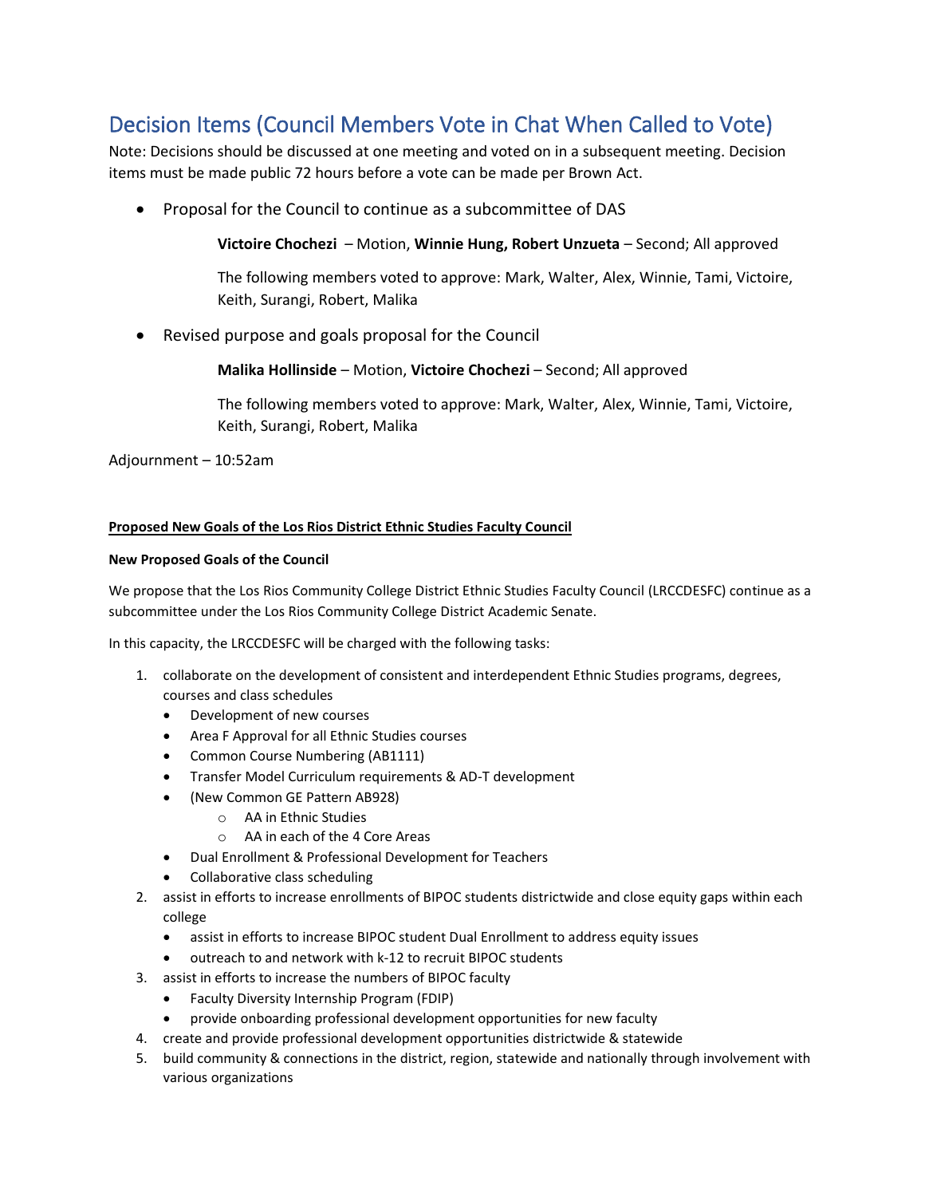# Decision Items (Council Members Vote in Chat When Called to Vote)

Note: Decisions should be discussed at one meeting and voted on in a subsequent meeting. Decision items must be made public 72 hours before a vote can be made per Brown Act.

- Proposal for the Council to continue as a subcommittee of DAS

  **Victoire Chochezi** – Motion, **Winnie Hung, Robert Unzueta** – Second; All approved

  The following members voted to approve: Mark, Walter, Alex, Winnie, Tami, Victoire, Keith, Surangi, Robert, Malika

- Revised purpose and goals proposal for the Council

  **Malika Hollinside** – Motion, **Victoire Chochezi** – Second; All approved

  The following members voted to approve: Mark, Walter, Alex, Winnie, Tami, Victoire, Keith, Surangi, Robert, Malika

Adjournment – 10:52am

**Proposed New Goals of the Los Rios District Ethnic Studies Faculty Council**

**New Proposed Goals of the Council**

We propose that the Los Rios Community College District Ethnic Studies Faculty Council (LRCCDESFC) continue as a subcommittee under the Los Rios Community College District Academic Senate.

In this capacity, the LRCCDESFC will be charged with the following tasks:

1. collaborate on the development of consistent and interdependent Ethnic Studies programs, degrees, courses and class schedules
   - Development of new courses
   - Area F Approval for all Ethnic Studies courses
   - Common Course Numbering (AB1111)
   - Transfer Model Curriculum requirements & AD-T development
   - (New Common GE Pattern AB928)
     - AA in Ethnic Studies
     - AA in each of the 4 Core Areas
   - Dual Enrollment & Professional Development for Teachers
   - Collaborative class scheduling
2. assist in efforts to increase enrollments of BIPOC students districtwide and close equity gaps within each college
   - assist in efforts to increase BIPOC student Dual Enrollment to address equity issues
   - outreach to and network with k-12 to recruit BIPOC students
3. assist in efforts to increase the numbers of BIPOC faculty
   - Faculty Diversity Internship Program (FDIP)
   - provide onboarding professional development opportunities for new faculty
4. create and provide professional development opportunities districtwide & statewide
5. build community & connections in the district, region, statewide and nationally through involvement with various organizations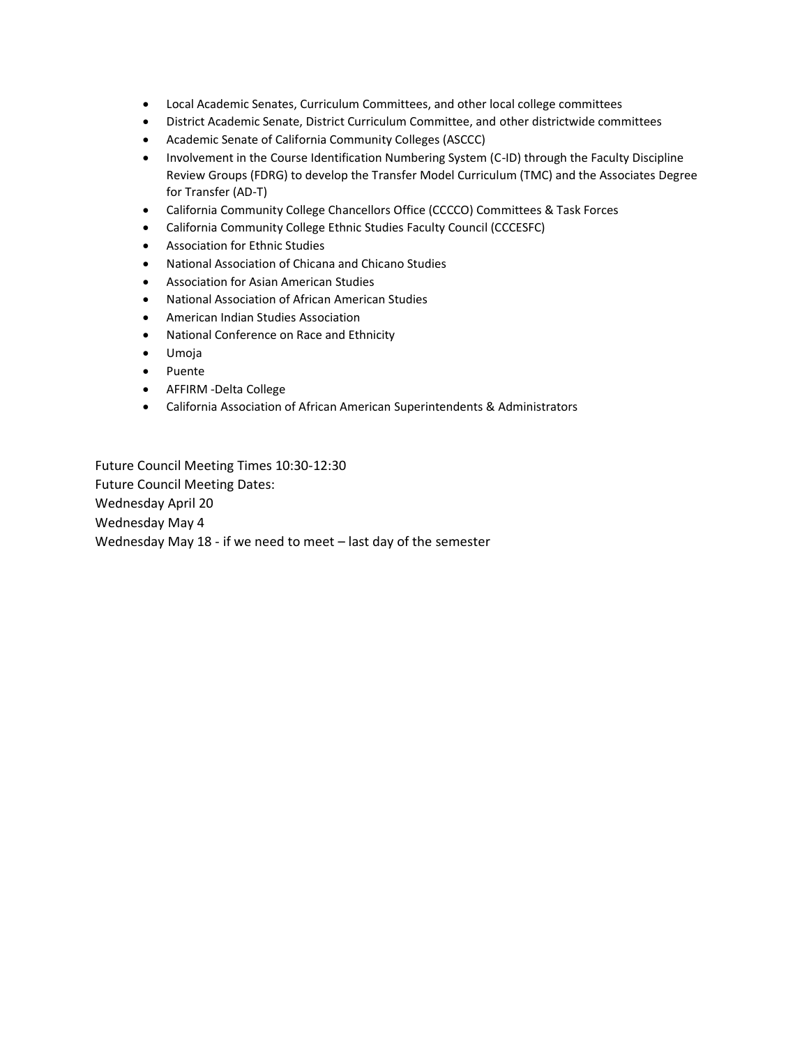- Local Academic Senates, Curriculum Committees, and other local college committees
- District Academic Senate, District Curriculum Committee, and other districtwide committees
- Academic Senate of California Community Colleges (ASCCC)
- Involvement in the Course Identification Numbering System (C-ID) through the Faculty Discipline Review Groups (FDRG) to develop the Transfer Model Curriculum (TMC) and the Associates Degree for Transfer (AD-T)
- California Community College Chancellors Office (CCCCO) Committees & Task Forces
- California Community College Ethnic Studies Faculty Council (CCCESFC)
- Association for Ethnic Studies
- National Association of Chicana and Chicano Studies
- Association for Asian American Studies
- National Association of African American Studies
- American Indian Studies Association
- National Conference on Race and Ethnicity
- Umoja
- Puente
- AFFIRM -Delta College
- California Association of African American Superintendents & Administrators

Future Council Meeting Times 10:30-12:30
Future Council Meeting Dates:
Wednesday April 20
Wednesday May 4
Wednesday May 18 - if we need to meet – last day of the semester